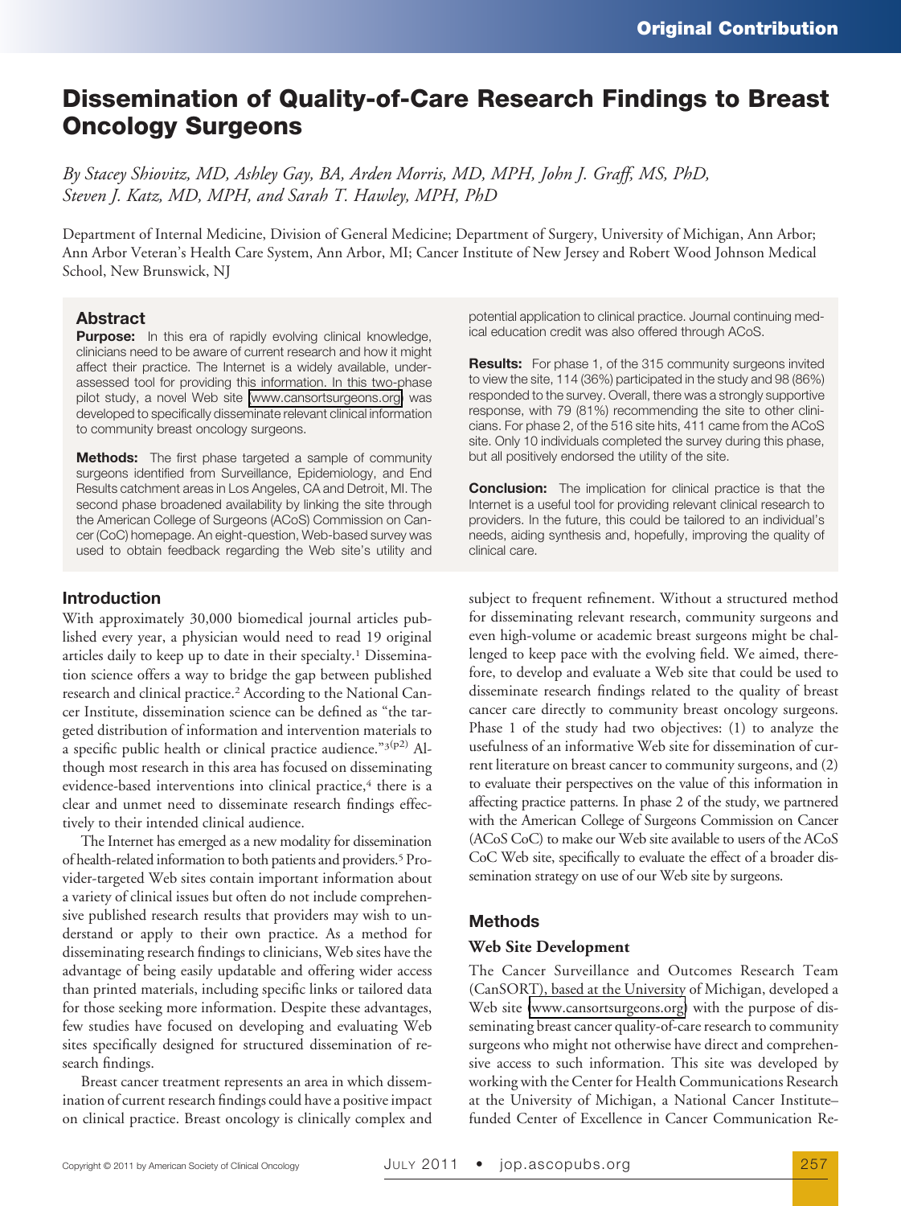# Dissemination of Quality-of-Care Research Findings to Breast Oncology Surgeons

*By Stacey Shiovitz, MD, Ashley Gay, BA, Arden Morris, MD, MPH, John J. Graff, MS, PhD, Steven J. Katz, MD, MPH, and Sarah T. Hawley, MPH, PhD*

Department of Internal Medicine, Division of General Medicine; Department of Surgery, University of Michigan, Ann Arbor; Ann Arbor Veteran's Health Care System, Ann Arbor, MI; Cancer Institute of New Jersey and Robert Wood Johnson Medical School, New Brunswick, NJ

## Abstract

**Purpose:** In this era of rapidly evolving clinical knowledge, clinicians need to be aware of current research and how it might affect their practice. The Internet is a widely available, under-assessed tool for providing this information. In this two-phase pilot study, a novel Web site (www.cansortsurgeons.org) was developed to specifically disseminate relevant clinical information to community breast oncology surgeons.

**Methods:** The first phase targeted a sample of community surgeons identified from Surveillance, Epidemiology, and End Results catchment areas in Los Angeles, CA and Detroit, MI. The second phase broadened availability by linking the site through the American College of Surgeons (ACoS) Commission on Cancer (CoC) homepage. An eight-question, Web-based survey was used to obtain feedback regarding the Web site's utility and potential application to clinical practice. Journal continuing medical education credit was also offered through ACoS.

**Results:** For phase 1, of the 315 community surgeons invited to view the site, 114 (36%) participated in the study and 98 (86%) responded to the survey. Overall, there was a strongly supportive response, with 79 (81%) recommending the site to other clinicians. For phase 2, of the 516 site hits, 411 came from the ACoS site. Only 10 individuals completed the survey during this phase, but all positively endorsed the utility of the site.

**Conclusion:** The implication for clinical practice is that the Internet is a useful tool for providing relevant clinical research to providers. In the future, this could be tailored to an individual's needs, aiding synthesis and, hopefully, improving the quality of clinical care.

## Introduction

With approximately 30,000 biomedical journal articles published every year, a physician would need to read 19 original articles daily to keep up to date in their specialty.[1] Dissemination science offers a way to bridge the gap between published research and clinical practice.[2] According to the National Cancer Institute, dissemination science can be defined as "the targeted distribution of information and intervention materials to a specific public health or clinical practice audience."[3(p2)] Although most research in this area has focused on disseminating evidence-based interventions into clinical practice,[4] there is a clear and unmet need to disseminate research findings effectively to their intended clinical audience.

The Internet has emerged as a new modality for dissemination of health-related information to both patients and providers.[5] Provider-targeted Web sites contain important information about a variety of clinical issues but often do not include comprehensive published research results that providers may wish to understand or apply to their own practice. As a method for disseminating research findings to clinicians, Web sites have the advantage of being easily updatable and offering wider access than printed materials, including specific links or tailored data for those seeking more information. Despite these advantages, few studies have focused on developing and evaluating Web sites specifically designed for structured dissemination of research findings.

Breast cancer treatment represents an area in which dissemination of current research findings could have a positive impact on clinical practice. Breast oncology is clinically complex and subject to frequent refinement. Without a structured method for disseminating relevant research, community surgeons and even high-volume or academic breast surgeons might be challenged to keep pace with the evolving field. We aimed, therefore, to develop and evaluate a Web site that could be used to disseminate research findings related to the quality of breast cancer care directly to community breast oncology surgeons. Phase 1 of the study had two objectives: (1) to analyze the usefulness of an informative Web site for dissemination of current literature on breast cancer to community surgeons, and (2) to evaluate their perspectives on the value of this information in affecting practice patterns. In phase 2 of the study, we partnered with the American College of Surgeons Commission on Cancer (ACoS CoC) to make our Web site available to users of the ACoS CoC Web site, specifically to evaluate the effect of a broader dissemination strategy on use of our Web site by surgeons.

## Methods

### Web Site Development

The Cancer Surveillance and Outcomes Research Team (CanSORT), based at the University of Michigan, developed a Web site (www.cansortsurgeons.org) with the purpose of disseminating breast cancer quality-of-care research to community surgeons who might not otherwise have direct and comprehensive access to such information. This site was developed by working with the Center for Health Communications Research at the University of Michigan, a National Cancer Institute–funded Center of Excellence in Cancer Communication Re-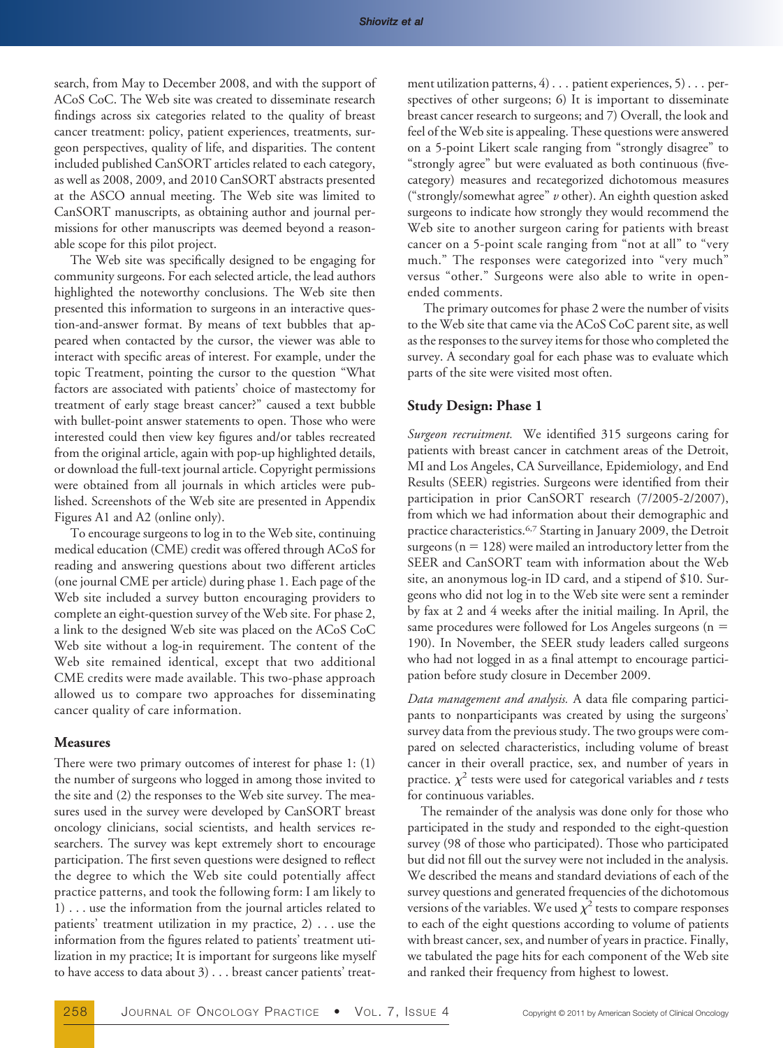search, from May to December 2008, and with the support of ACoS CoC. The Web site was created to disseminate research findings across six categories related to the quality of breast cancer treatment: policy, patient experiences, treatments, surgeon perspectives, quality of life, and disparities. The content included published CanSORT articles related to each category, as well as 2008, 2009, and 2010 CanSORT abstracts presented at the ASCO annual meeting. The Web site was limited to CanSORT manuscripts, as obtaining author and journal permissions for other manuscripts was deemed beyond a reasonable scope for this pilot project.

The Web site was specifically designed to be engaging for community surgeons. For each selected article, the lead authors highlighted the noteworthy conclusions. The Web site then presented this information to surgeons in an interactive question-and-answer format. By means of text bubbles that appeared when contacted by the cursor, the viewer was able to interact with specific areas of interest. For example, under the topic Treatment, pointing the cursor to the question "What factors are associated with patients' choice of mastectomy for treatment of early stage breast cancer?" caused a text bubble with bullet-point answer statements to open. Those who were interested could then view key figures and/or tables recreated from the original article, again with pop-up highlighted details, or download the full-text journal article. Copyright permissions were obtained from all journals in which articles were published. Screenshots of the Web site are presented in Appendix Figures A1 and A2 (online only).

To encourage surgeons to log in to the Web site, continuing medical education (CME) credit was offered through ACoS for reading and answering questions about two different articles (one journal CME per article) during phase 1. Each page of the Web site included a survey button encouraging providers to complete an eight-question survey of the Web site. For phase 2, a link to the designed Web site was placed on the ACoS CoC Web site without a log-in requirement. The content of the Web site remained identical, except that two additional CME credits were made available. This two-phase approach allowed us to compare two approaches for disseminating cancer quality of care information.

### Measures

There were two primary outcomes of interest for phase 1: (1) the number of surgeons who logged in among those invited to the site and (2) the responses to the Web site survey. The measures used in the survey were developed by CanSORT breast oncology clinicians, social scientists, and health services researchers. The survey was kept extremely short to encourage participation. The first seven questions were designed to reflect the degree to which the Web site could potentially affect practice patterns, and took the following form: I am likely to 1) . . . use the information from the journal articles related to patients' treatment utilization in my practice, 2) . . . use the information from the figures related to patients' treatment utilization in my practice; It is important for surgeons like myself to have access to data about 3) . . . breast cancer patients' treatment utilization patterns, 4) . . . patient experiences, 5) . . . perspectives of other surgeons; 6) It is important to disseminate breast cancer research to surgeons; and 7) Overall, the look and feel of the Web site is appealing. These questions were answered on a 5-point Likert scale ranging from "strongly disagree" to "strongly agree" but were evaluated as both continuous (five-category) measures and recategorized dichotomous measures ("strongly/somewhat agree" *v* other). An eighth question asked surgeons to indicate how strongly they would recommend the Web site to another surgeon caring for patients with breast cancer on a 5-point scale ranging from "not at all" to "very much." The responses were categorized into "very much" versus "other." Surgeons were also able to write in open-ended comments.

The primary outcomes for phase 2 were the number of visits to the Web site that came via the ACoS CoC parent site, as well as the responses to the survey items for those who completed the survey. A secondary goal for each phase was to evaluate which parts of the site were visited most often.

### Study Design: Phase 1

*Surgeon recruitment.* We identified 315 surgeons caring for patients with breast cancer in catchment areas of the Detroit, MI and Los Angeles, CA Surveillance, Epidemiology, and End Results (SEER) registries. Surgeons were identified from their participation in prior CanSORT research (7/2005-2/2007), from which we had information about their demographic and practice characteristics.[6,7] Starting in January 2009, the Detroit surgeons (n = 128) were mailed an introductory letter from the SEER and CanSORT team with information about the Web site, an anonymous log-in ID card, and a stipend of $10. Surgeons who did not log in to the Web site were sent a reminder by fax at 2 and 4 weeks after the initial mailing. In April, the same procedures were followed for Los Angeles surgeons (n = 190). In November, the SEER study leaders called surgeons who had not logged in as a final attempt to encourage participation before study closure in December 2009.

*Data management and analysis.* A data file comparing participants to nonparticipants was created by using the surgeons' survey data from the previous study. The two groups were compared on selected characteristics, including volume of breast cancer in their overall practice, sex, and number of years in practice. $\chi^2$ tests were used for categorical variables and *t* tests for continuous variables.

The remainder of the analysis was done only for those who participated in the study and responded to the eight-question survey (98 of those who participated). Those who participated but did not fill out the survey were not included in the analysis. We described the means and standard deviations of each of the survey questions and generated frequencies of the dichotomous versions of the variables. We used $\chi^2$ tests to compare responses to each of the eight questions according to volume of patients with breast cancer, sex, and number of years in practice. Finally, we tabulated the page hits for each component of the Web site and ranked their frequency from highest to lowest.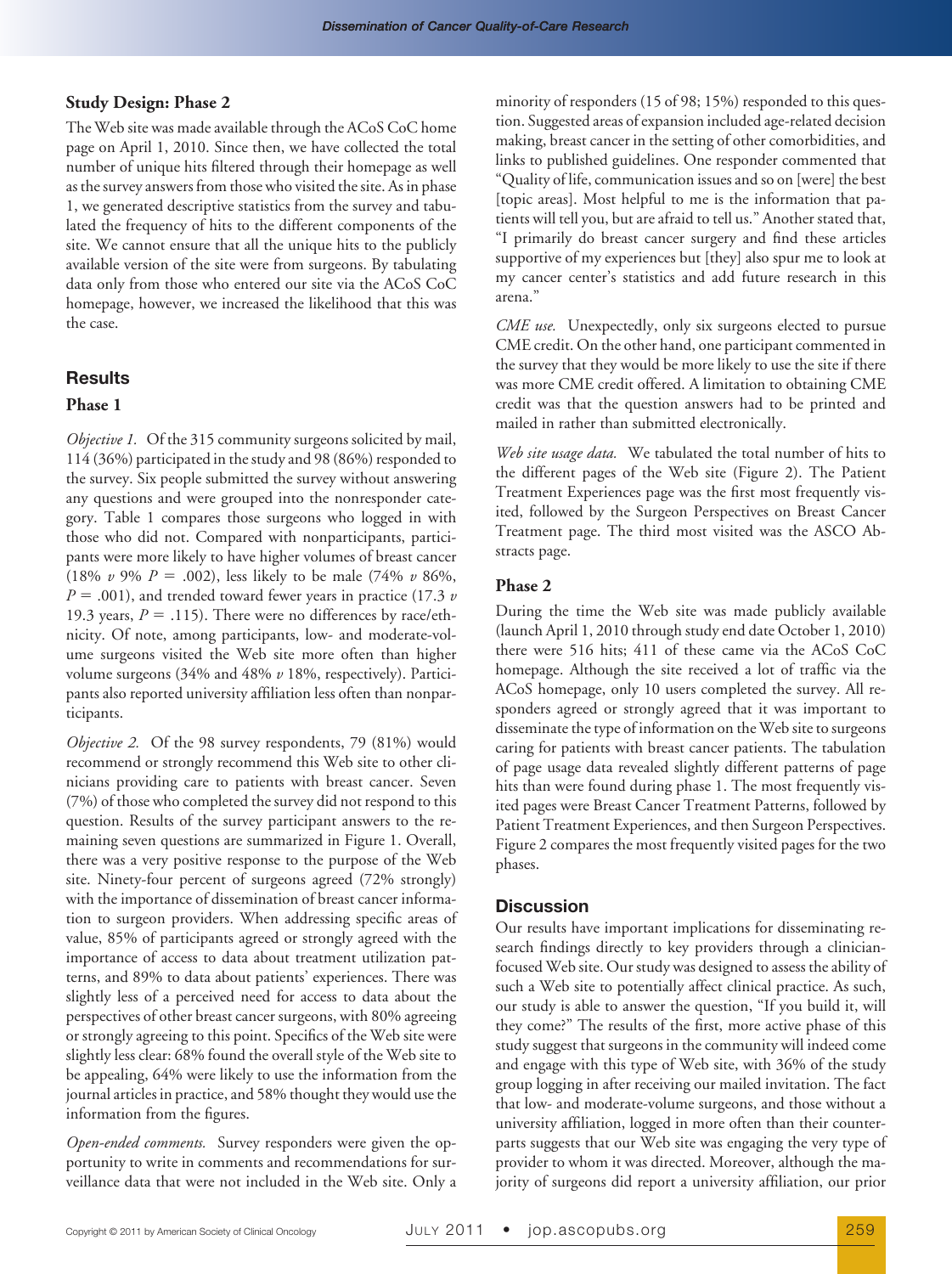### Study Design: Phase 2

The Web site was made available through the ACoS CoC home page on April 1, 2010. Since then, we have collected the total number of unique hits filtered through their homepage as well as the survey answers from those who visited the site. As in phase 1, we generated descriptive statistics from the survey and tabulated the frequency of hits to the different components of the site. We cannot ensure that all the unique hits to the publicly available version of the site were from surgeons. By tabulating data only from those who entered our site via the ACoS CoC homepage, however, we increased the likelihood that this was the case.

## Results

### Phase 1

*Objective 1.* Of the 315 community surgeons solicited by mail, 114 (36%) participated in the study and 98 (86%) responded to the survey. Six people submitted the survey without answering any questions and were grouped into the nonresponder category. Table 1 compares those surgeons who logged in with those who did not. Compared with nonparticipants, participants were more likely to have higher volumes of breast cancer (18% *v* 9% $P = .002$), less likely to be male (74% *v* 86%, $P = .001$), and trended toward fewer years in practice (17.3 *v* 19.3 years, $P = .115$). There were no differences by race/ethnicity. Of note, among participants, low- and moderate-volume surgeons visited the Web site more often than higher volume surgeons (34% and 48% *v* 18%, respectively). Participants also reported university affiliation less often than nonparticipants.

*Objective 2.* Of the 98 survey respondents, 79 (81%) would recommend or strongly recommend this Web site to other clinicians providing care to patients with breast cancer. Seven (7%) of those who completed the survey did not respond to this question. Results of the survey participant answers to the remaining seven questions are summarized in Figure 1. Overall, there was a very positive response to the purpose of the Web site. Ninety-four percent of surgeons agreed (72% strongly) with the importance of dissemination of breast cancer information to surgeon providers. When addressing specific areas of value, 85% of participants agreed or strongly agreed with the importance of access to data about treatment utilization patterns, and 89% to data about patients' experiences. There was slightly less of a perceived need for access to data about the perspectives of other breast cancer surgeons, with 80% agreeing or strongly agreeing to this point. Specifics of the Web site were slightly less clear: 68% found the overall style of the Web site to be appealing, 64% were likely to use the information from the journal articles in practice, and 58% thought they would use the information from the figures.

*Open-ended comments.* Survey responders were given the opportunity to write in comments and recommendations for surveillance data that were not included in the Web site. Only a minority of responders (15 of 98; 15%) responded to this question. Suggested areas of expansion included age-related decision making, breast cancer in the setting of other comorbidities, and links to published guidelines. One responder commented that "Quality of life, communication issues and so on [were] the best [topic areas]. Most helpful to me is the information that patients will tell you, but are afraid to tell us." Another stated that, "I primarily do breast cancer surgery and find these articles supportive of my experiences but [they] also spur me to look at my cancer center's statistics and add future research in this arena."

*CME use.* Unexpectedly, only six surgeons elected to pursue CME credit. On the other hand, one participant commented in the survey that they would be more likely to use the site if there was more CME credit offered. A limitation to obtaining CME credit was that the question answers had to be printed and mailed in rather than submitted electronically.

*Web site usage data.* We tabulated the total number of hits to the different pages of the Web site (Figure 2). The Patient Treatment Experiences page was the first most frequently visited, followed by the Surgeon Perspectives on Breast Cancer Treatment page. The third most visited was the ASCO Abstracts page.

### Phase 2

During the time the Web site was made publicly available (launch April 1, 2010 through study end date October 1, 2010) there were 516 hits; 411 of these came via the ACoS CoC homepage. Although the site received a lot of traffic via the ACoS homepage, only 10 users completed the survey. All responders agreed or strongly agreed that it was important to disseminate the type of information on the Web site to surgeons caring for patients with breast cancer patients. The tabulation of page usage data revealed slightly different patterns of page hits than were found during phase 1. The most frequently visited pages were Breast Cancer Treatment Patterns, followed by Patient Treatment Experiences, and then Surgeon Perspectives. Figure 2 compares the most frequently visited pages for the two phases.

## Discussion

Our results have important implications for disseminating research findings directly to key providers through a clinician-focused Web site. Our study was designed to assess the ability of such a Web site to potentially affect clinical practice. As such, our study is able to answer the question, "If you build it, will they come?" The results of the first, more active phase of this study suggest that surgeons in the community will indeed come and engage with this type of Web site, with 36% of the study group logging in after receiving our mailed invitation. The fact that low- and moderate-volume surgeons, and those without a university affiliation, logged in more often than their counterparts suggests that our Web site was engaging the very type of provider to whom it was directed. Moreover, although the majority of surgeons did report a university affiliation, our prior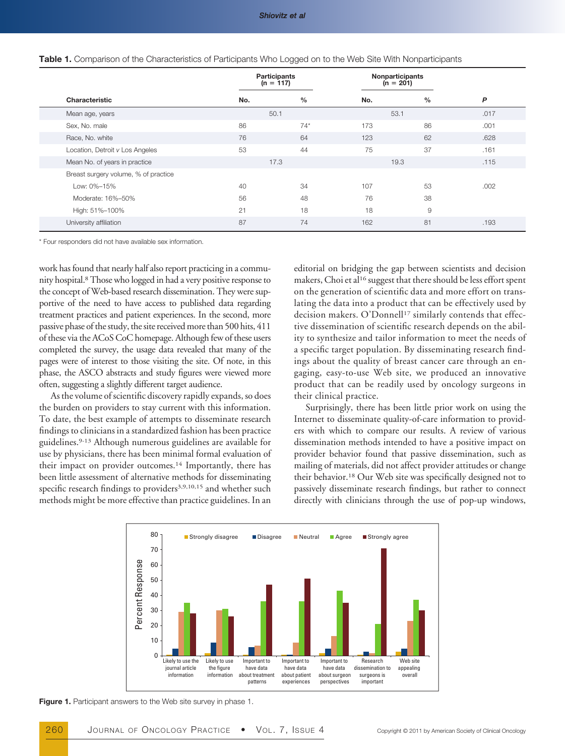**Table 1.** Comparison of the Characteristics of Participants Who Logged on to the Web Site With Nonparticipants

| Characteristic | Participants (n = 117) | | Nonparticipants (n = 201) | | P |
|---|---|---|---|---|---|
| | No. | % | No. | % | |
| Mean age, years | 50.1 | | 53.1 | | .017 |
| Sex, No. male | 86 | 74* | 173 | 86 | .001 |
| Race, No. white | 76 | 64 | 123 | 62 | .628 |
| Location, Detroit v Los Angeles | 53 | 44 | 75 | 37 | .161 |
| Mean No. of years in practice | 17.3 | | 19.3 | | .115 |
| Breast surgery volume, % of practice | | | | | |
| Low: 0%–15% | 40 | 34 | 107 | 53 | .002 |
| Moderate: 16%–50% | 56 | 48 | 76 | 38 | |
| High: 51%–100% | 21 | 18 | 18 | 9 | |
| University affiliation | 87 | 74 | 162 | 81 | .193 |

\* Four responders did not have available sex information.

work has found that nearly half also report practicing in a community hospital.[8] Those who logged in had a very positive response to the concept of Web-based research dissemination. They were supportive of the need to have access to published data regarding treatment practices and patient experiences. In the second, more passive phase of the study, the site received more than 500 hits, 411 of these via the ACoS CoC homepage. Although few of these users completed the survey, the usage data revealed that many of the pages were of interest to those visiting the site. Of note, in this phase, the ASCO abstracts and study figures were viewed more often, suggesting a slightly different target audience.

As the volume of scientific discovery rapidly expands, so does the burden on providers to stay current with this information. To date, the best example of attempts to disseminate research findings to clinicians in a standardized fashion has been practice guidelines.[9-13] Although numerous guidelines are available for use by physicians, there has been minimal formal evaluation of their impact on provider outcomes.[14] Importantly, there has been little assessment of alternative methods for disseminating specific research findings to providers[3,9,10,15] and whether such methods might be more effective than practice guidelines. In an editorial on bridging the gap between scientists and decision makers, Choi et al[16] suggest that there should be less effort spent on the generation of scientific data and more effort on translating the data into a product that can be effectively used by decision makers. O'Donnell[17] similarly contends that effective dissemination of scientific research depends on the ability to synthesize and tailor information to meet the needs of a specific target population. By disseminating research findings about the quality of breast cancer care through an engaging, easy-to-use Web site, we produced an innovative product that can be readily used by oncology surgeons in their clinical practice.

Surprisingly, there has been little prior work on using the Internet to disseminate quality-of-care information to providers with which to compare our results. A review of various dissemination methods intended to have a positive impact on provider behavior found that passive dissemination, such as mailing of materials, did not affect provider attitudes or change their behavior.[18] Our Web site was specifically designed not to passively disseminate research findings, but rather to connect directly with clinicians through the use of pop-up windows,

**Figure 1.** Participant answers to the Web site survey in phase 1.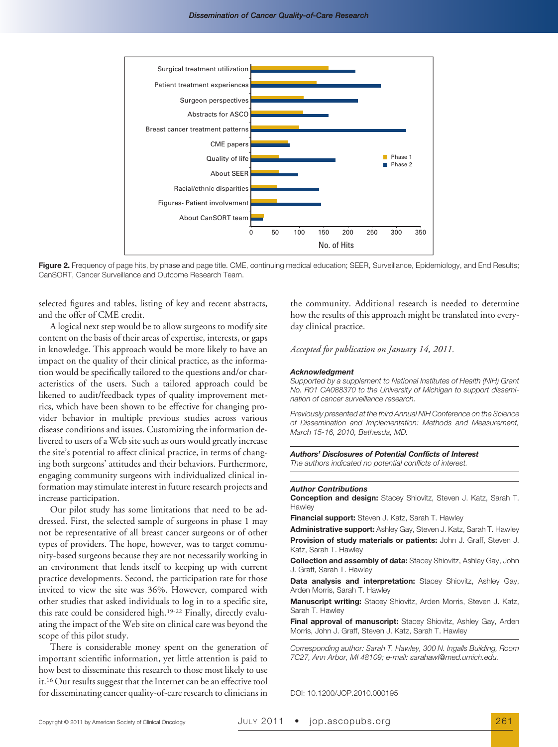**Figure 2.** Frequency of page hits, by phase and page title. CME, continuing medical education; SEER, Surveillance, Epidemiology, and End Results; CanSORT, Cancer Surveillance and Outcome Research Team.

selected figures and tables, listing of key and recent abstracts, and the offer of CME credit.

A logical next step would be to allow surgeons to modify site content on the basis of their areas of expertise, interests, or gaps in knowledge. This approach would be more likely to have an impact on the quality of their clinical practice, as the information would be specifically tailored to the questions and/or characteristics of the users. Such a tailored approach could be likened to audit/feedback types of quality improvement metrics, which have been shown to be effective for changing provider behavior in multiple previous studies across various disease conditions and issues. Customizing the information delivered to users of a Web site such as ours would greatly increase the site's potential to affect clinical practice, in terms of changing both surgeons' attitudes and their behaviors. Furthermore, engaging community surgeons with individualized clinical information may stimulate interest in future research projects and increase participation.

Our pilot study has some limitations that need to be addressed. First, the selected sample of surgeons in phase 1 may not be representative of all breast cancer surgeons or of other types of providers. The hope, however, was to target community-based surgeons because they are not necessarily working in an environment that lends itself to keeping up with current practice developments. Second, the participation rate for those invited to view the site was 36%. However, compared with other studies that asked individuals to log in to a specific site, this rate could be considered high.[19-22] Finally, directly evaluating the impact of the Web site on clinical care was beyond the scope of this pilot study.

There is considerable money spent on the generation of important scientific information, yet little attention is paid to how best to disseminate this research to those most likely to use it.[16] Our results suggest that the Internet can be an effective tool for disseminating cancer quality-of-care research to clinicians in the community. Additional research is needed to determine how the results of this approach might be translated into everyday clinical practice.

*Accepted for publication on January 14, 2011.*

### Acknowledgment

*Supported by a supplement to National Institutes of Health (NIH) Grant No. R01 CA088370 to the University of Michigan to support dissemination of cancer surveillance research.*

*Previously presented at the third Annual NIH Conference on the Science of Dissemination and Implementation: Methods and Measurement, March 15-16, 2010, Bethesda, MD.*

### Authors' Disclosures of Potential Conflicts of Interest

*The authors indicated no potential conflicts of interest.*

### Author Contributions

**Conception and design:** Stacey Shiovitz, Steven J. Katz, Sarah T. Hawley

**Financial support:** Steven J. Katz, Sarah T. Hawley

**Administrative support:** Ashley Gay, Steven J. Katz, Sarah T. Hawley

**Provision of study materials or patients:** John J. Graff, Steven J. Katz, Sarah T. Hawley

**Collection and assembly of data:** Stacey Shiovitz, Ashley Gay, John J. Graff, Sarah T. Hawley

**Data analysis and interpretation:** Stacey Shiovitz, Ashley Gay, Arden Morris, Sarah T. Hawley

**Manuscript writing:** Stacey Shiovitz, Arden Morris, Steven J. Katz, Sarah T. Hawley

**Final approval of manuscript:** Stacey Shiovitz, Ashley Gay, Arden Morris, John J. Graff, Steven J. Katz, Sarah T. Hawley

*Corresponding author: Sarah T. Hawley, 300 N. Ingalls Building, Room 7C27, Ann Arbor, MI 48109; e-mail: sarahawl@med.umich.edu.*

DOI: 10.1200/JOP.2010.000195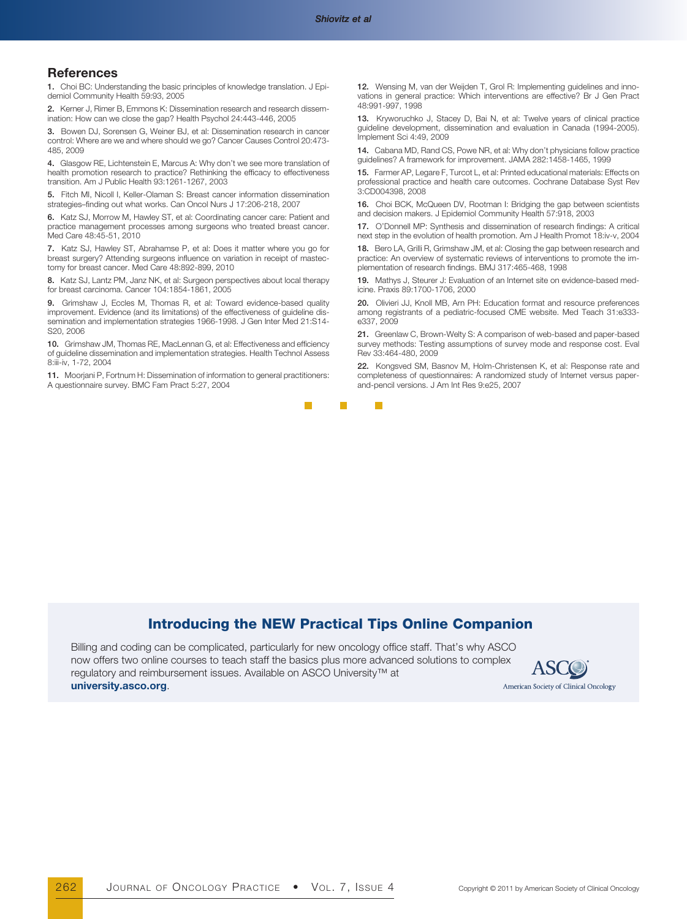## References

1. Choi BC: Understanding the basic principles of knowledge translation. J Epidemiol Community Health 59:93, 2005

2. Kerner J, Rimer B, Emmons K: Dissemination research and research dissemination: How can we close the gap? Health Psychol 24:443-446, 2005

3. Bowen DJ, Sorensen G, Weiner BJ, et al: Dissemination research in cancer control: Where are we and where should we go? Cancer Causes Control 20:473-485, 2009

4. Glasgow RE, Lichtenstein E, Marcus A: Why don't we see more translation of health promotion research to practice? Rethinking the efficacy to effectiveness transition. Am J Public Health 93:1261-1267, 2003

5. Fitch MI, Nicoll I, Keller-Olaman S: Breast cancer information dissemination strategies–finding out what works. Can Oncol Nurs J 17:206-218, 2007

6. Katz SJ, Morrow M, Hawley ST, et al: Coordinating cancer care: Patient and practice management processes among surgeons who treated breast cancer. Med Care 48:45-51, 2010

7. Katz SJ, Hawley ST, Abrahamse P, et al: Does it matter where you go for breast surgery? Attending surgeons influence on variation in receipt of mastectomy for breast cancer. Med Care 48:892-899, 2010

8. Katz SJ, Lantz PM, Janz NK, et al: Surgeon perspectives about local therapy for breast carcinoma. Cancer 104:1854-1861, 2005

9. Grimshaw J, Eccles M, Thomas R, et al: Toward evidence-based quality improvement. Evidence (and its limitations) of the effectiveness of guideline dissemination and implementation strategies 1966-1998. J Gen Inter Med 21:S14-S20, 2006

10. Grimshaw JM, Thomas RE, MacLennan G, et al: Effectiveness and efficiency of guideline dissemination and implementation strategies. Health Technol Assess 8:iii-iv, 1-72, 2004

11. Moorjani P, Fortnum H: Dissemination of information to general practitioners: A questionnaire survey. BMC Fam Pract 5:27, 2004

12. Wensing M, van der Weijden T, Grol R: Implementing guidelines and innovations in general practice: Which interventions are effective? Br J Gen Pract 48:991-997, 1998

13. Kryworuchko J, Stacey D, Bai N, et al: Twelve years of clinical practice guideline development, dissemination and evaluation in Canada (1994-2005). Implement Sci 4:49, 2009

14. Cabana MD, Rand CS, Powe NR, et al: Why don't physicians follow practice guidelines? A framework for improvement. JAMA 282:1458-1465, 1999

15. Farmer AP, Legare F, Turcot L, et al: Printed educational materials: Effects on professional practice and health care outcomes. Cochrane Database Syst Rev 3:CD004398, 2008

16. Choi BCK, McQueen DV, Rootman I: Bridging the gap between scientists and decision makers. J Epidemiol Community Health 57:918, 2003

17. O'Donnell MP: Synthesis and dissemination of research findings: A critical next step in the evolution of health promotion. Am J Health Promot 18:iv-v, 2004

18. Bero LA, Grilli R, Grimshaw JM, et al: Closing the gap between research and practice: An overview of systematic reviews of interventions to promote the implementation of research findings. BMJ 317:465-468, 1998

19. Mathys J, Steurer J: Evaluation of an Internet site on evidence-based medicine. Praxis 89:1700-1706, 2000

20. Olivieri JJ, Knoll MB, Arn PH: Education format and resource preferences among registrants of a pediatric-focused CME website. Med Teach 31:e333-e337, 2009

21. Greenlaw C, Brown-Welty S: A comparison of web-based and paper-based survey methods: Testing assumptions of survey mode and response cost. Eval Rev 33:464-480, 2009

22. Kongsved SM, Basnov M, Holm-Christensen K, et al: Response rate and completeness of questionnaires: A randomized study of Internet versus paper-and-pencil versions. J Am Int Res 9:e25, 2007

## Introducing the NEW Practical Tips Online Companion

Billing and coding can be complicated, particularly for new oncology office staff. That's why ASCO now offers two online courses to teach staff the basics plus more advanced solutions to complex regulatory and reimbursement issues. Available on ASCO University™ at **university.asco.org**.

ASCO American Society of Clinical Oncology